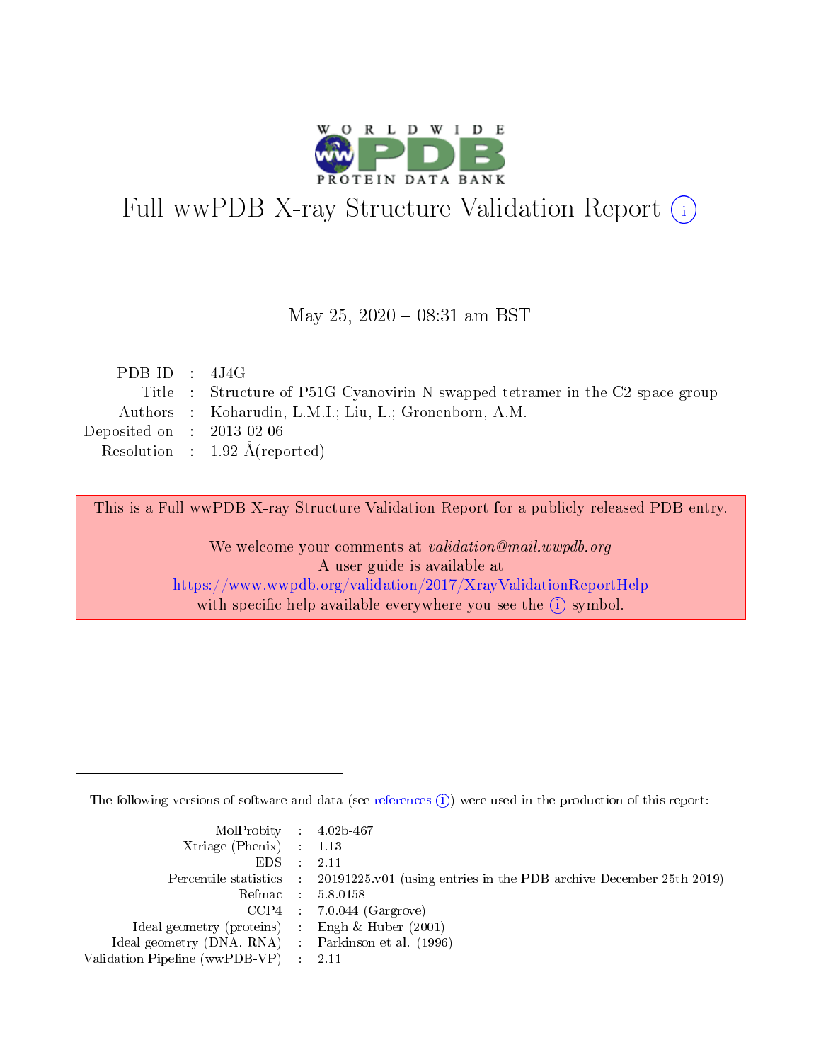# Full wwPDB X-ray Structure Validation Report (i)

May 25, 2020 – 08:31 am BST

| | | |
|---|---|---|
| PDB ID | : | 4J4G |
| Title | : | Structure of P51G Cyanovirin-N swapped tetramer in the C2 space group |
| Authors | : | Koharudin, L.M.I.; Liu, L.; Gronenborn, A.M. |
| Deposited on | : | 2013-02-06 |
| Resolution | : | 1.92 Å(reported) |

This is a Full wwPDB X-ray Structure Validation Report for a publicly released PDB entry.

We welcome your comments at *validation@mail.wwpdb.org*
A user guide is available at
https://www.wwpdb.org/validation/2017/XrayValidationReportHelp
with specific help available everywhere you see the (i) symbol.

---

The following versions of software and data (see references (i)) were used in the production of this report:

| | | |
|---|---|---|
| MolProbity | : | 4.02b-467 |
| Xtriage (Phenix) | : | 1.13 |
| EDS | : | 2.11 |
| Percentile statistics | : | 20191225.v01 (using entries in the PDB archive December 25th 2019) |
| Refmac | : | 5.8.0158 |
| CCP4 | : | 7.0.044 (Gargrove) |
| Ideal geometry (proteins) | : | Engh & Huber (2001) |
| Ideal geometry (DNA, RNA) | : | Parkinson et al. (1996) |
| Validation Pipeline (wwPDB-VP) | : | 2.11 |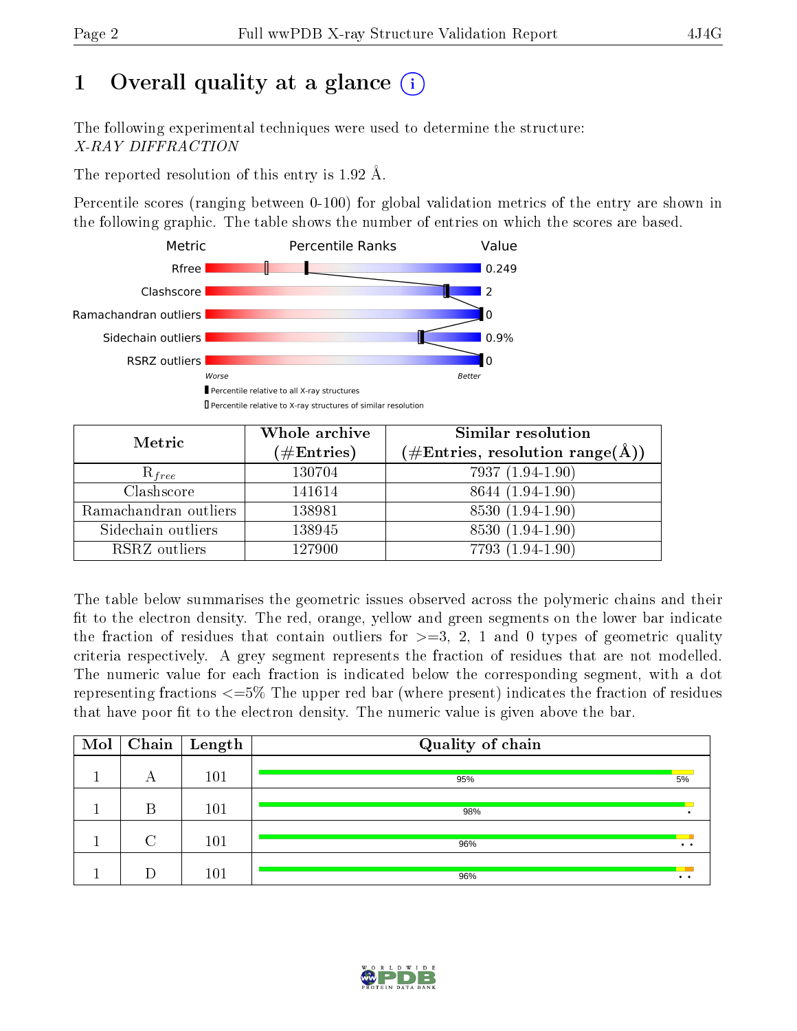# 1 Overall quality at a glance

The following experimental techniques were used to determine the structure:
*X-RAY DIFFRACTION*

The reported resolution of this entry is 1.92 Å.

Percentile scores (ranging between 0-100) for global validation metrics of the entry are shown in the following graphic. The table shows the number of entries on which the scores are based.

| Metric | Value |
|---|---|
| Rfree | 0.249 |
| Clashscore | 2 |
| Ramachandran outliers | 0 |
| Sidechain outliers | 0.9% |
| RSRZ outliers | 0 |

Worse — Better

■ Percentile relative to all X-ray structures
□ Percentile relative to X-ray structures of similar resolution

| Metric | Whole archive (#Entries) | Similar resolution (#Entries, resolution range(Å)) |
|---|---|---|
| $R_{free}$ | 130704 | 7937 (1.94-1.90) |
| Clashscore | 141614 | 8644 (1.94-1.90) |
| Ramachandran outliers | 138981 | 8530 (1.94-1.90) |
| Sidechain outliers | 138945 | 8530 (1.94-1.90) |
| RSRZ outliers | 127900 | 7793 (1.94-1.90) |

The table below summarises the geometric issues observed across the polymeric chains and their fit to the electron density. The red, orange, yellow and green segments on the lower bar indicate the fraction of residues that contain outliers for >=3, 2, 1 and 0 types of geometric quality criteria respectively. A grey segment represents the fraction of residues that are not modelled. The numeric value for each fraction is indicated below the corresponding segment, with a dot representing fractions <=5% The upper red bar (where present) indicates the fraction of residues that have poor fit to the electron density. The numeric value is given above the bar.

| Mol | Chain | Length | Quality of chain |
|---|---|---|---|
| 1 | A | 101 | 95% 5% |
| 1 | B | 101 | 98% • |
| 1 | C | 101 | 96% • • |
| 1 | D | 101 | 96% • • |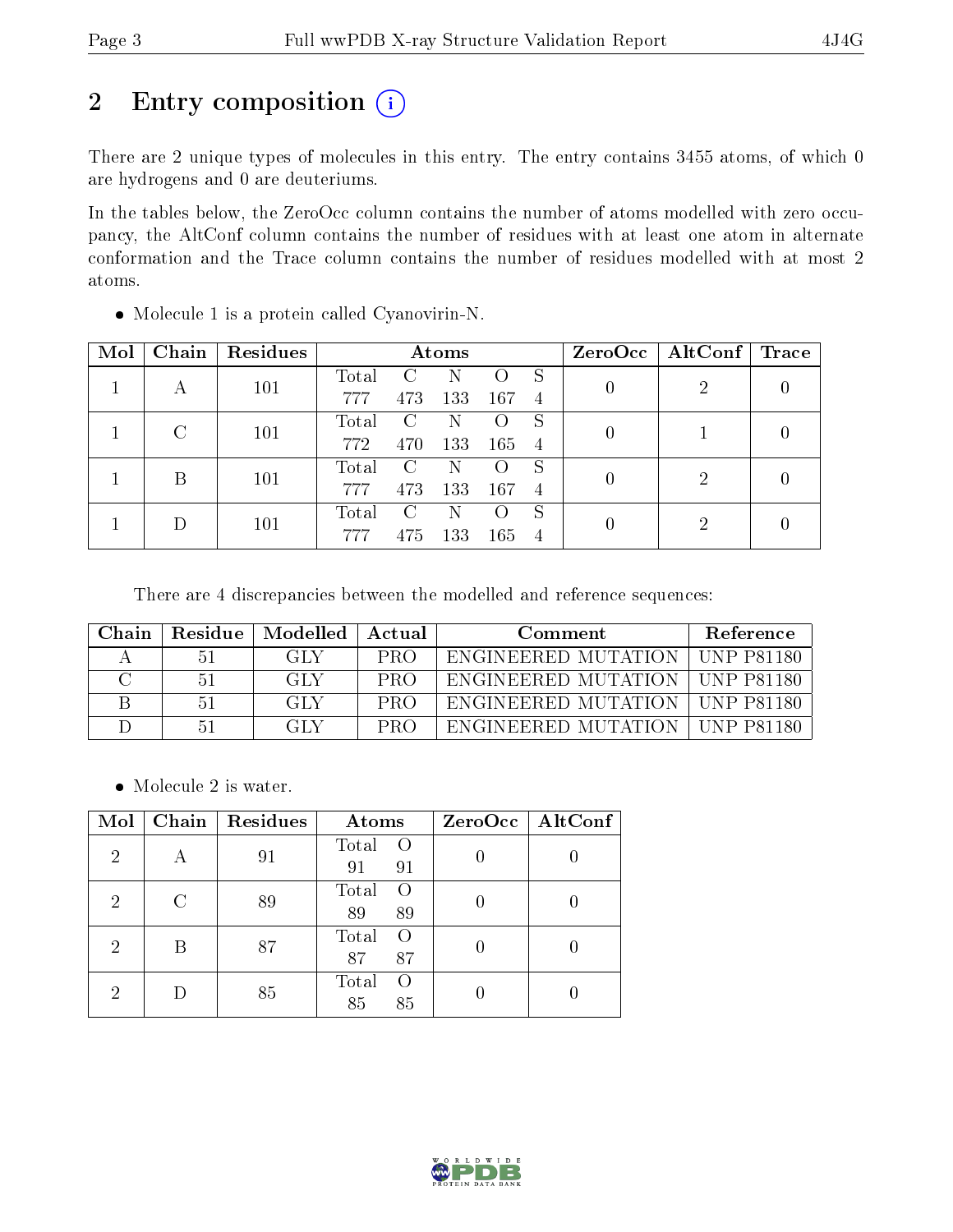## 2 Entry composition (i)

There are 2 unique types of molecules in this entry. The entry contains 3455 atoms, of which 0 are hydrogens and 0 are deuteriums.

In the tables below, the ZeroOcc column contains the number of atoms modelled with zero occupancy, the AltConf column contains the number of residues with at least one atom in alternate conformation and the Trace column contains the number of residues modelled with at most 2 atoms.

- Molecule 1 is a protein called Cyanovirin-N.

| Mol | Chain | Residues | Atoms | | | | | ZeroOcc | AltConf | Trace |
|---|---|---|---|---|---|---|---|---|---|---|
| | | | Total | C | N | O | S | | | |
| 1 | A | 101 | 777 | 473 | 133 | 167 | 4 | 0 | 2 | 0 |
| 1 | C | 101 | 772 | 470 | 133 | 165 | 4 | 0 | 1 | 0 |
| 1 | B | 101 | 777 | 473 | 133 | 167 | 4 | 0 | 2 | 0 |
| 1 | D | 101 | 777 | 475 | 133 | 165 | 4 | 0 | 2 | 0 |

There are 4 discrepancies between the modelled and reference sequences:

| Chain | Residue | Modelled | Actual | Comment | Reference |
|---|---|---|---|---|---|
| A | 51 | GLY | PRO | ENGINEERED MUTATION | UNP P81180 |
| C | 51 | GLY | PRO | ENGINEERED MUTATION | UNP P81180 |
| B | 51 | GLY | PRO | ENGINEERED MUTATION | UNP P81180 |
| D | 51 | GLY | PRO | ENGINEERED MUTATION | UNP P81180 |

- Molecule 2 is water.

| Mol | Chain | Residues | Atoms | | ZeroOcc | AltConf |
|---|---|---|---|---|---|---|
| | | | Total | O | | |
| 2 | A | 91 | 91 | 91 | 0 | 0 |
| 2 | C | 89 | 89 | 89 | 0 | 0 |
| 2 | B | 87 | 87 | 87 | 0 | 0 |
| 2 | D | 85 | 85 | 85 | 0 | 0 |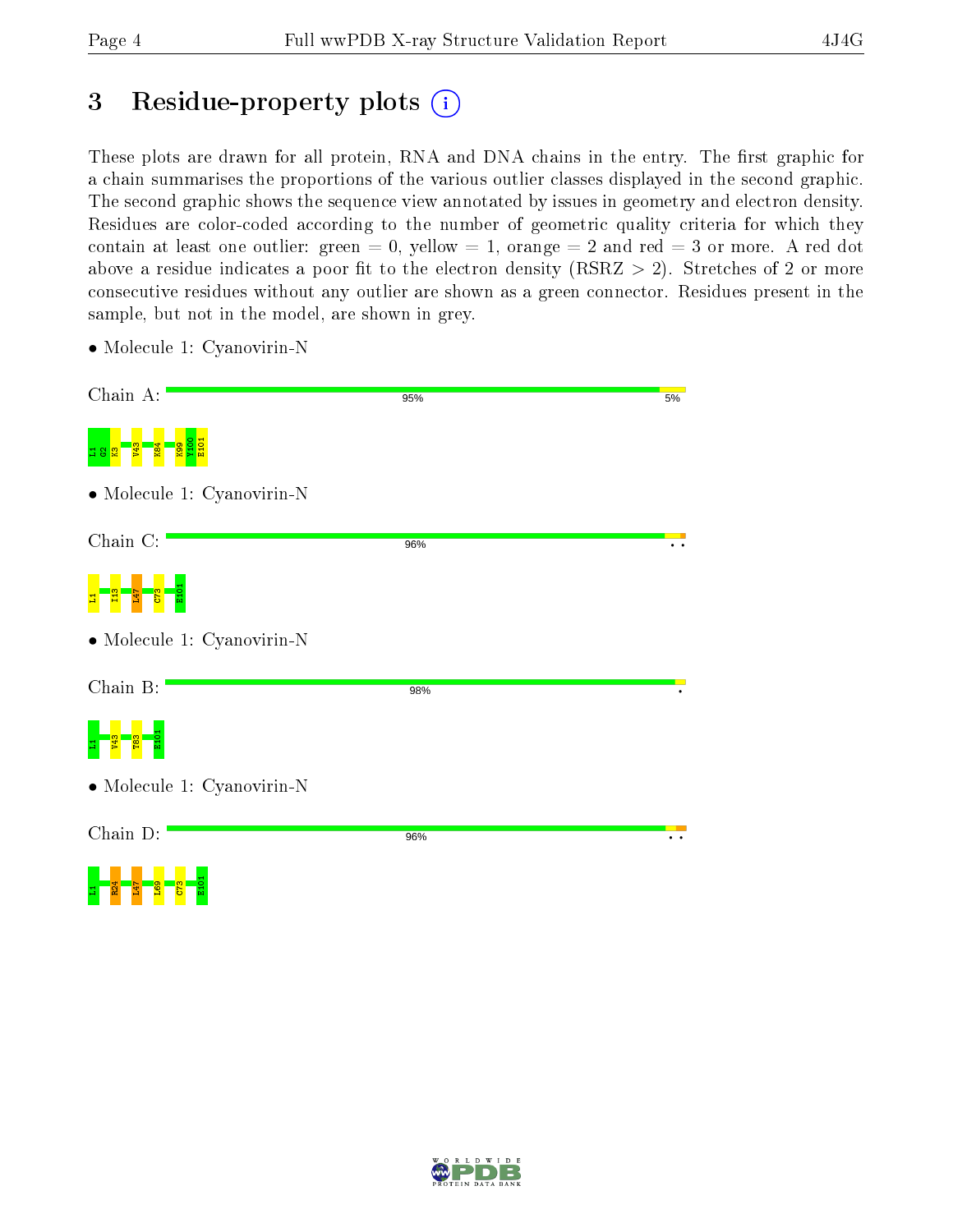# 3 Residue-property plots

These plots are drawn for all protein, RNA and DNA chains in the entry. The first graphic for a chain summarises the proportions of the various outlier classes displayed in the second graphic. The second graphic shows the sequence view annotated by issues in geometry and electron density. Residues are color-coded according to the number of geometric quality criteria for which they contain at least one outlier: green = 0, yellow = 1, orange = 2 and red = 3 or more. A red dot above a residue indicates a poor fit to the electron density (RSRZ > 2). Stretches of 2 or more consecutive residues without any outlier are shown as a green connector. Residues present in the sample, but not in the model, are shown in grey.

- Molecule 1: Cyanovirin-N

Chain A: 95% 5%

L1 G2 K3 V43 K84 K99 Y100 E101

- Molecule 1: Cyanovirin-N

Chain C: 96%

L1 I13 L47 C73 E101

- Molecule 1: Cyanovirin-N

Chain B: 98%

L1 V43 T83 E101

- Molecule 1: Cyanovirin-N

Chain D: 96%

L1 R24 L47 L69 C73 E101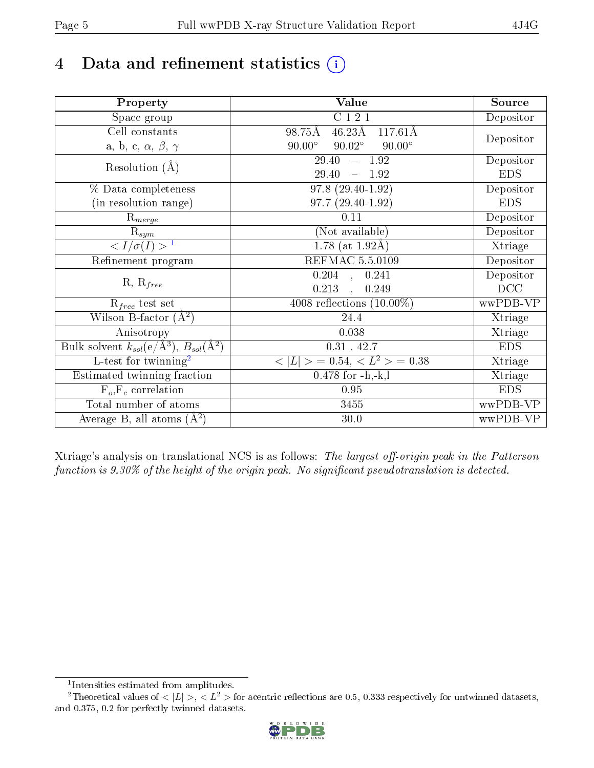# 4 Data and refinement statistics (i)

| Property | Value | Source |
|---|---|---|
| Space group | C 1 2 1 | Depositor |
| Cell constants<br>a, b, c, $\alpha$, $\beta$, $\gamma$ | 98.75Å 46.23Å 117.61Å<br>90.00° 90.02° 90.00° | Depositor |
| Resolution (Å) | 29.40 – 1.92<br>29.40 – 1.92 | Depositor<br>EDS |
| % Data completeness<br>(in resolution range) | 97.8 (29.40-1.92)<br>97.7 (29.40-1.92) | Depositor<br>EDS |
| $R_{merge}$ | 0.11 | Depositor |
| $R_{sym}$ | (Not available) | Depositor |
| $< I/\sigma(I) >$ [1] | 1.78 (at 1.92Å) | Xtriage |
| Refinement program | REFMAC 5.5.0109 | Depositor |
| R, $R_{free}$ | 0.204 , 0.241<br>0.213 , 0.249 | Depositor<br>DCC |
| $R_{free}$ test set | 4008 reflections (10.00%) | wwPDB-VP |
| Wilson B-factor (Å$^2$) | 24.4 | Xtriage |
| Anisotropy | 0.038 | Xtriage |
| Bulk solvent $k_{sol}$(e/Å$^3$), $B_{sol}$(Å$^2$) | 0.31 , 42.7 | EDS |
| L-test for twinning[2] | $< \|L\| > = 0.54$, $< L^2 > = 0.38$ | Xtriage |
| Estimated twinning fraction | 0.478 for -h,-k,l | Xtriage |
| $F_o$,$F_c$ correlation | 0.95 | EDS |
| Total number of atoms | 3455 | wwPDB-VP |
| Average B, all atoms (Å$^2$) | 30.0 | wwPDB-VP |

Xtriage's analysis on translational NCS is as follows: *The largest off-origin peak in the Patterson function is 9.30% of the height of the origin peak. No significant pseudotranslation is detected.*

[1] Intensities estimated from amplitudes.

[2] Theoretical values of $< |L| >$, $< L^2 >$ for acentric reflections are 0.5, 0.333 respectively for untwinned datasets, and 0.375, 0.2 for perfectly twinned datasets.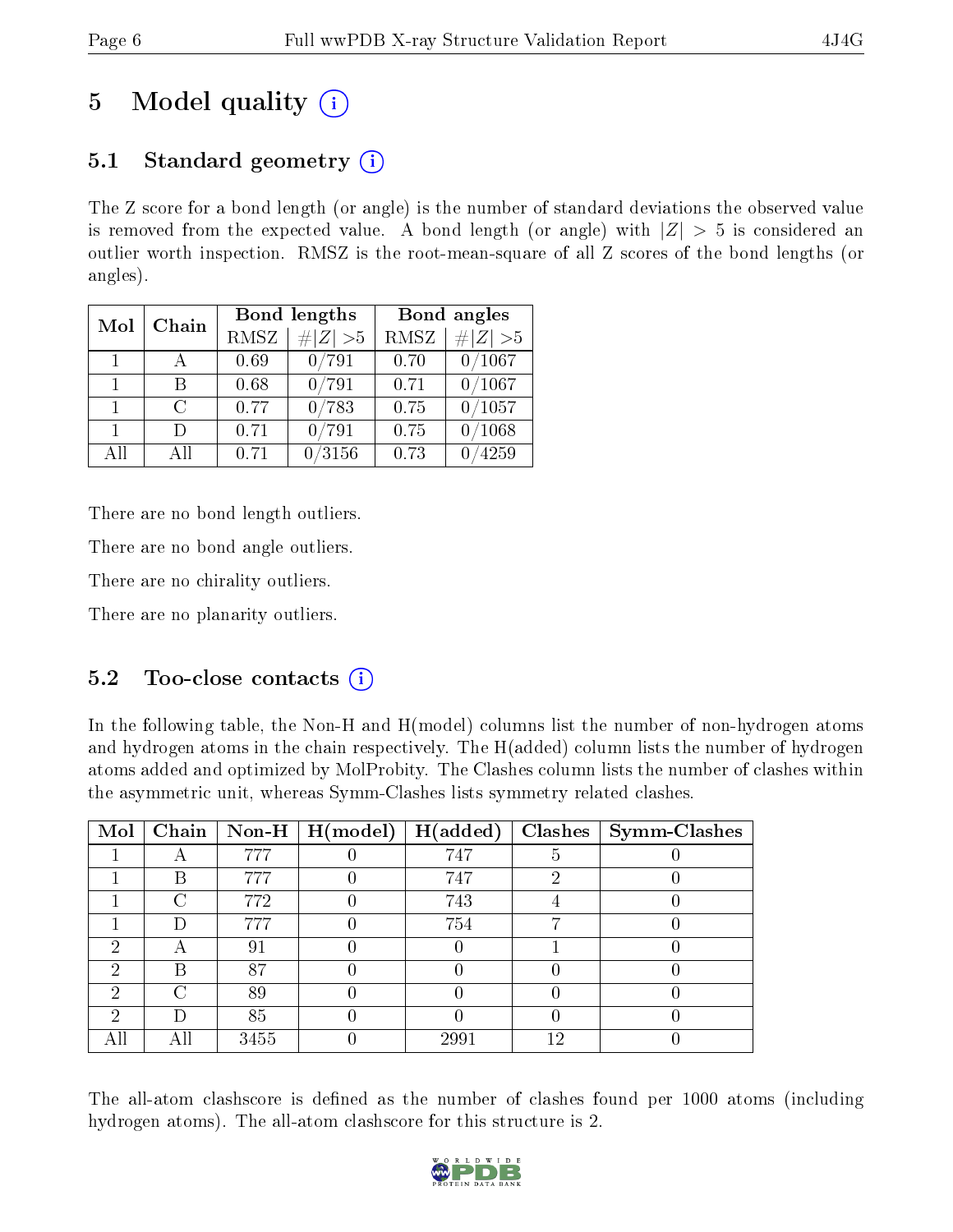# 5 Model quality

## 5.1 Standard geometry

The Z score for a bond length (or angle) is the number of standard deviations the observed value is removed from the expected value. A bond length (or angle) with $|Z| > 5$ is considered an outlier worth inspection. RMSZ is the root-mean-square of all Z scores of the bond lengths (or angles).

| Mol | Chain | Bond lengths | | Bond angles | |
|---|---|---|---|---|---|
| | | RMSZ | #$\|Z\|$ >5 | RMSZ | #$\|Z\|$ >5 |
| 1 | A | 0.69 | 0/791 | 0.70 | 0/1067 |
| 1 | B | 0.68 | 0/791 | 0.71 | 0/1067 |
| 1 | C | 0.77 | 0/783 | 0.75 | 0/1057 |
| 1 | D | 0.71 | 0/791 | 0.75 | 0/1068 |
| All | All | 0.71 | 0/3156 | 0.73 | 0/4259 |

There are no bond length outliers.

There are no bond angle outliers.

There are no chirality outliers.

There are no planarity outliers.

## 5.2 Too-close contacts

In the following table, the Non-H and H(model) columns list the number of non-hydrogen atoms and hydrogen atoms in the chain respectively. The H(added) column lists the number of hydrogen atoms added and optimized by MolProbity. The Clashes column lists the number of clashes within the asymmetric unit, whereas Symm-Clashes lists symmetry related clashes.

| Mol | Chain | Non-H | H(model) | H(added) | Clashes | Symm-Clashes |
|---|---|---|---|---|---|---|
| 1 | A | 777 | 0 | 747 | 5 | 0 |
| 1 | B | 777 | 0 | 747 | 2 | 0 |
| 1 | C | 772 | 0 | 743 | 4 | 0 |
| 1 | D | 777 | 0 | 754 | 7 | 0 |
| 2 | A | 91 | 0 | 0 | 1 | 0 |
| 2 | B | 87 | 0 | 0 | 0 | 0 |
| 2 | C | 89 | 0 | 0 | 0 | 0 |
| 2 | D | 85 | 0 | 0 | 0 | 0 |
| All | All | 3455 | 0 | 2991 | 12 | 0 |

The all-atom clashscore is defined as the number of clashes found per 1000 atoms (including hydrogen atoms). The all-atom clashscore for this structure is 2.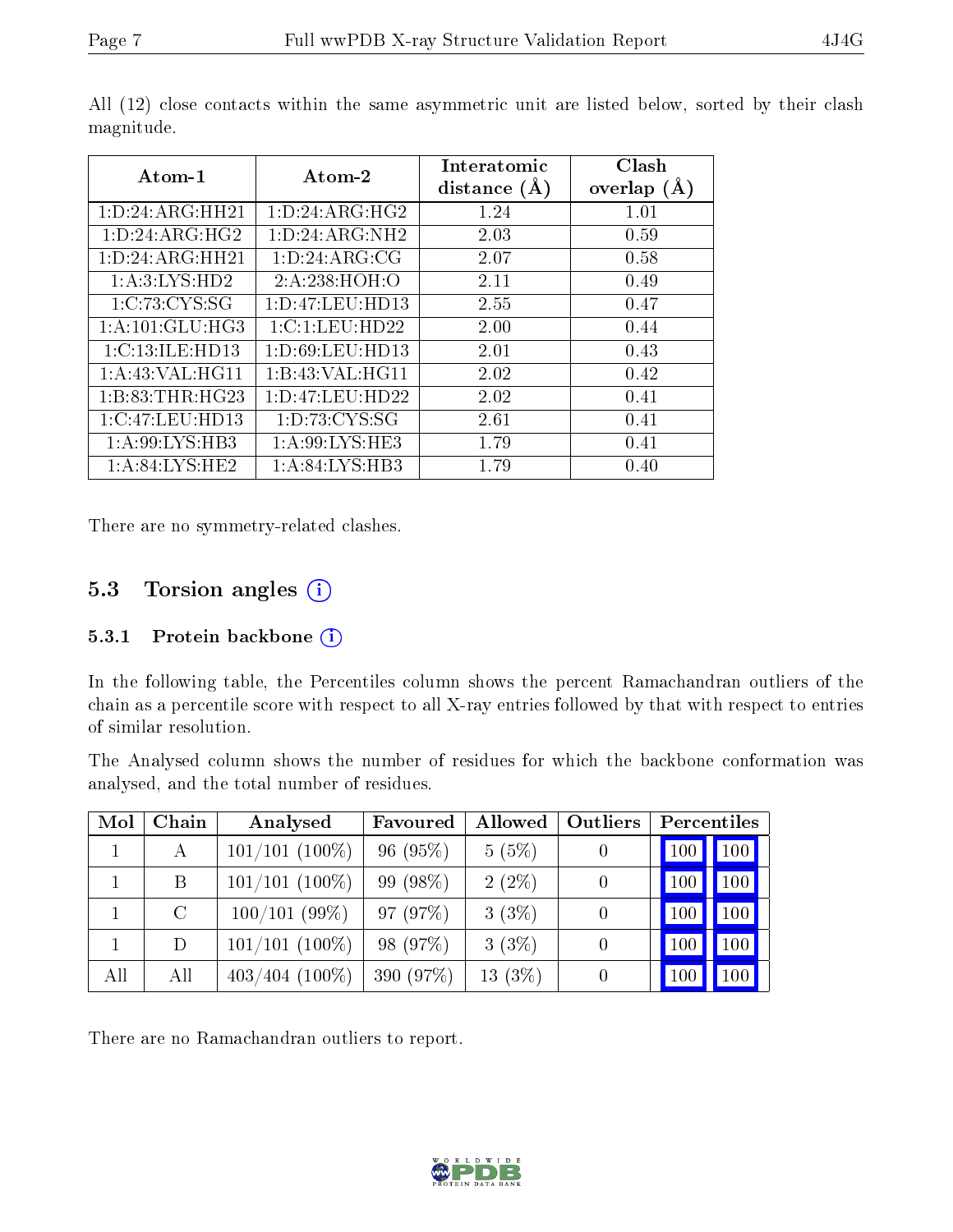All (12) close contacts within the same asymmetric unit are listed below, sorted by their clash magnitude.

| Atom-1 | Atom-2 | Interatomic distance (Å) | Clash overlap (Å) |
|---|---|---|---|
| 1:D:24:ARG:HH21 | 1:D:24:ARG:HG2 | 1.24 | 1.01 |
| 1:D:24:ARG:HG2 | 1:D:24:ARG:NH2 | 2.03 | 0.59 |
| 1:D:24:ARG:HH21 | 1:D:24:ARG:CG | 2.07 | 0.58 |
| 1:A:3:LYS:HD2 | 2:A:238:HOH:O | 2.11 | 0.49 |
| 1:C:73:CYS:SG | 1:D:47:LEU:HD13 | 2.55 | 0.47 |
| 1:A:101:GLU:HG3 | 1:C:1:LEU:HD22 | 2.00 | 0.44 |
| 1:C:13:ILE:HD13 | 1:D:69:LEU:HD13 | 2.01 | 0.43 |
| 1:A:43:VAL:HG11 | 1:B:43:VAL:HG11 | 2.02 | 0.42 |
| 1:B:83:THR:HG23 | 1:D:47:LEU:HD22 | 2.02 | 0.41 |
| 1:C:47:LEU:HD13 | 1:D:73:CYS:SG | 2.61 | 0.41 |
| 1:A:99:LYS:HB3 | 1:A:99:LYS:HE3 | 1.79 | 0.41 |
| 1:A:84:LYS:HE2 | 1:A:84:LYS:HB3 | 1.79 | 0.40 |

There are no symmetry-related clashes.

## 5.3 Torsion angles

### 5.3.1 Protein backbone

In the following table, the Percentiles column shows the percent Ramachandran outliers of the chain as a percentile score with respect to all X-ray entries followed by that with respect to entries of similar resolution.

The Analysed column shows the number of residues for which the backbone conformation was analysed, and the total number of residues.

| Mol | Chain | Analysed | Favoured | Allowed | Outliers | Percentiles | |
|---|---|---|---|---|---|---|---|
| 1 | A | 101/101 (100%) | 96 (95%) | 5 (5%) | 0 | 100 | 100 |
| 1 | B | 101/101 (100%) | 99 (98%) | 2 (2%) | 0 | 100 | 100 |
| 1 | C | 100/101 (99%) | 97 (97%) | 3 (3%) | 0 | 100 | 100 |
| 1 | D | 101/101 (100%) | 98 (97%) | 3 (3%) | 0 | 100 | 100 |
| All | All | 403/404 (100%) | 390 (97%) | 13 (3%) | 0 | 100 | 100 |

There are no Ramachandran outliers to report.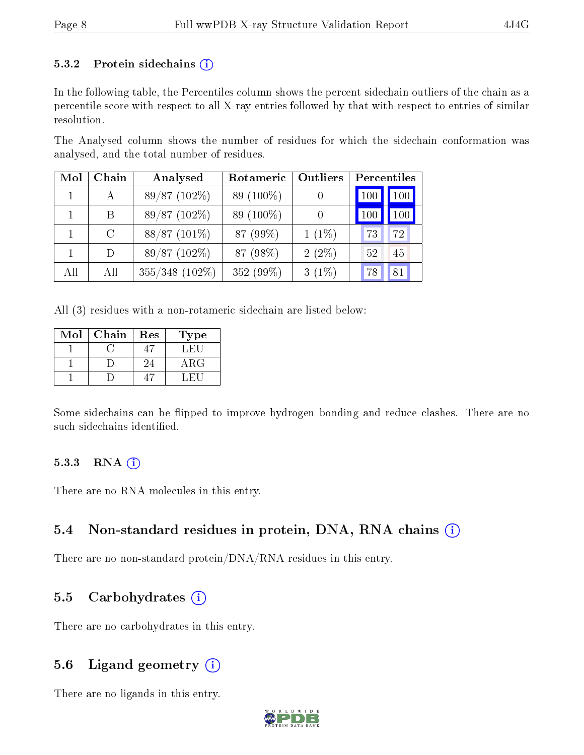### 5.3.2 Protein sidechains (i)

In the following table, the Percentiles column shows the percent sidechain outliers of the chain as a percentile score with respect to all X-ray entries followed by that with respect to entries of similar resolution.

The Analysed column shows the number of residues for which the sidechain conformation was analysed, and the total number of residues.

| Mol | Chain | Analysed | Rotameric | Outliers | Percentiles | |
|---|---|---|---|---|---|---|
| 1 | A | 89/87 (102%) | 89 (100%) | 0 | 100 | 100 |
| 1 | B | 89/87 (102%) | 89 (100%) | 0 | 100 | 100 |
| 1 | C | 88/87 (101%) | 87 (99%) | 1 (1%) | 73 | 72 |
| 1 | D | 89/87 (102%) | 87 (98%) | 2 (2%) | 52 | 45 |
| All | All | 355/348 (102%) | 352 (99%) | 3 (1%) | 78 | 81 |

All (3) residues with a non-rotameric sidechain are listed below:

| Mol | Chain | Res | Type |
|---|---|---|---|
| 1 | C | 47 | LEU |
| 1 | D | 24 | ARG |
| 1 | D | 47 | LEU |

Some sidechains can be flipped to improve hydrogen bonding and reduce clashes. There are no such sidechains identified.

### 5.3.3 RNA (i)

There are no RNA molecules in this entry.

## 5.4 Non-standard residues in protein, DNA, RNA chains (i)

There are no non-standard protein/DNA/RNA residues in this entry.

## 5.5 Carbohydrates (i)

There are no carbohydrates in this entry.

## 5.6 Ligand geometry (i)

There are no ligands in this entry.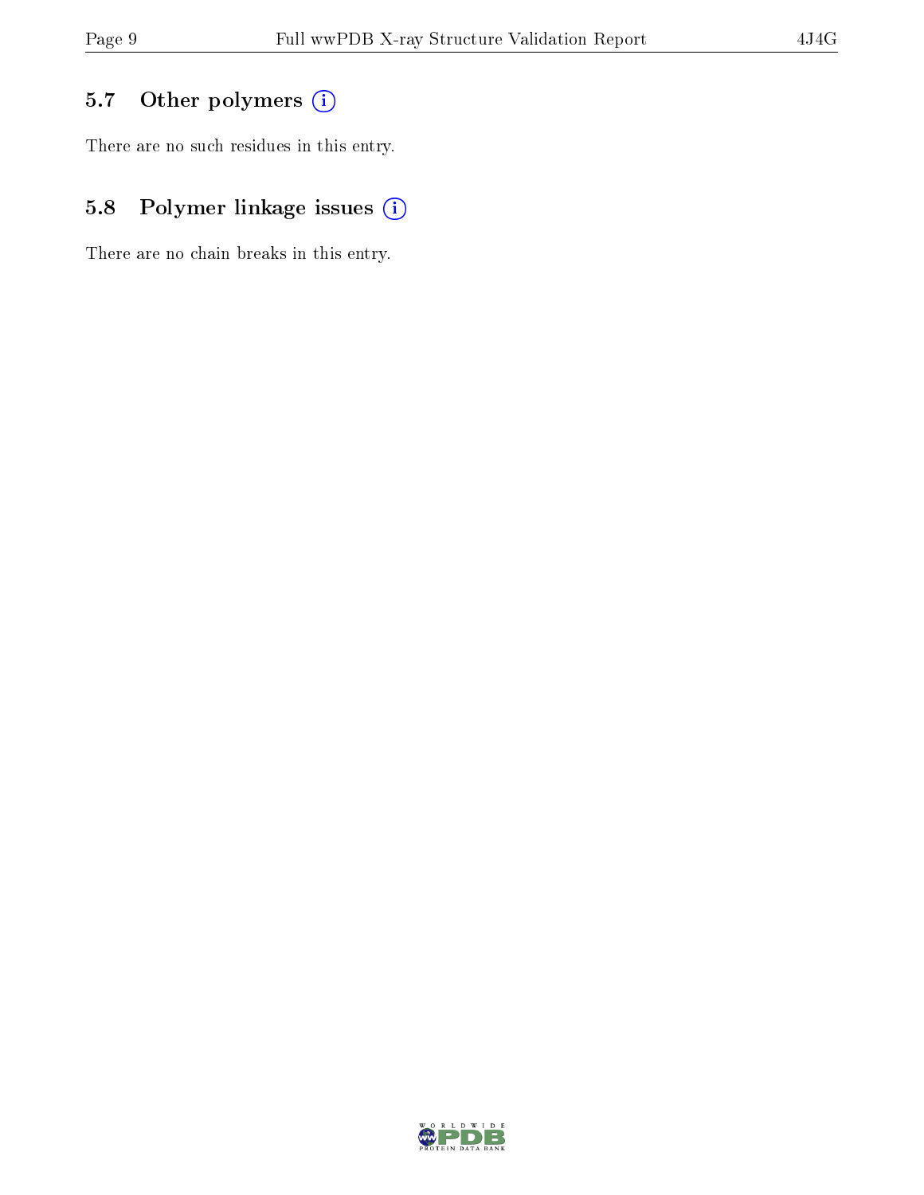## 5.7 Other polymers (i)

There are no such residues in this entry.

## 5.8 Polymer linkage issues (i)

There are no chain breaks in this entry.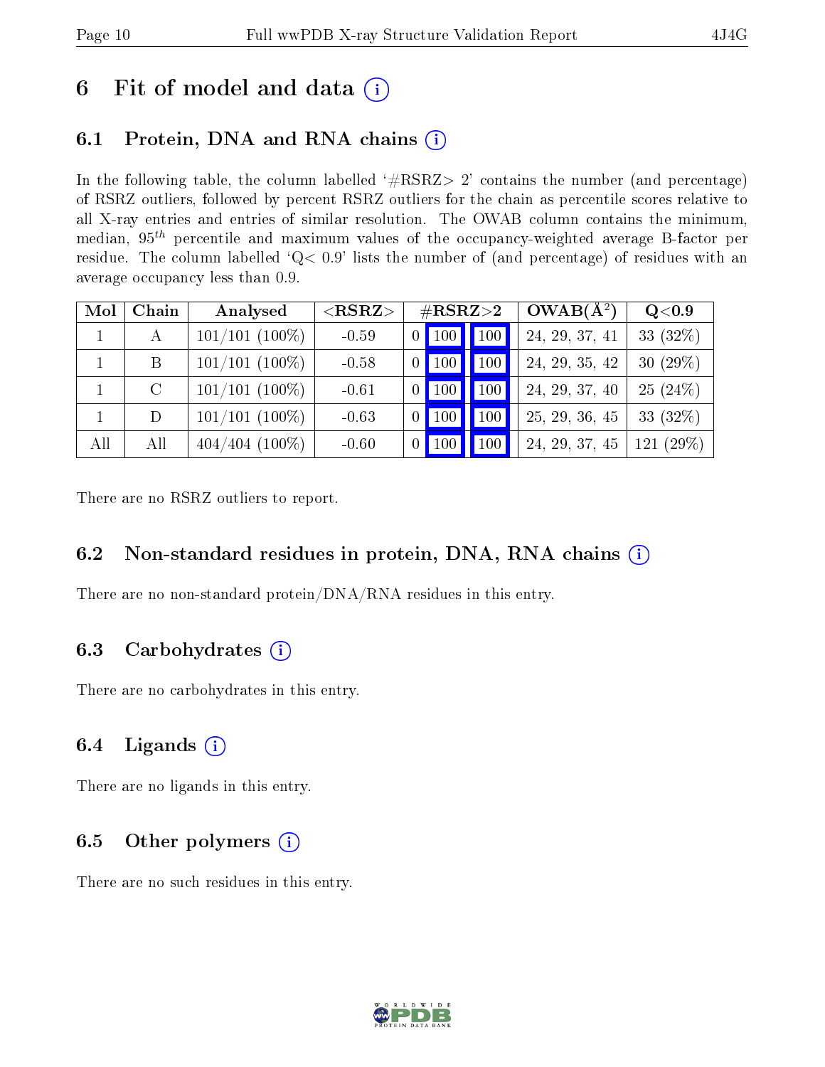# 6 Fit of model and data

## 6.1 Protein, DNA and RNA chains

In the following table, the column labelled '#RSRZ> 2' contains the number (and percentage) of RSRZ outliers, followed by percent RSRZ outliers for the chain as percentile scores relative to all X-ray entries and entries of similar resolution. The OWAB column contains the minimum, median, $95^{th}$ percentile and maximum values of the occupancy-weighted average B-factor per residue. The column labelled 'Q< 0.9' lists the number of (and percentage) of residues with an average occupancy less than 0.9.

| Mol | Chain | Analysed | <RSRZ> | #RSRZ>2 | | | OWAB(Å$^2$) | Q<0.9 |
|---|---|---|---|---|---|---|---|---|
| 1 | A | 101/101 (100%) | -0.59 | 0 | 100 | 100 | 24, 29, 37, 41 | 33 (32%) |
| 1 | B | 101/101 (100%) | -0.58 | 0 | 100 | 100 | 24, 29, 35, 42 | 30 (29%) |
| 1 | C | 101/101 (100%) | -0.61 | 0 | 100 | 100 | 24, 29, 37, 40 | 25 (24%) |
| 1 | D | 101/101 (100%) | -0.63 | 0 | 100 | 100 | 25, 29, 36, 45 | 33 (32%) |
| All | All | 404/404 (100%) | -0.60 | 0 | 100 | 100 | 24, 29, 37, 45 | 121 (29%) |

There are no RSRZ outliers to report.

## 6.2 Non-standard residues in protein, DNA, RNA chains

There are no non-standard protein/DNA/RNA residues in this entry.

## 6.3 Carbohydrates

There are no carbohydrates in this entry.

## 6.4 Ligands

There are no ligands in this entry.

## 6.5 Other polymers

There are no such residues in this entry.